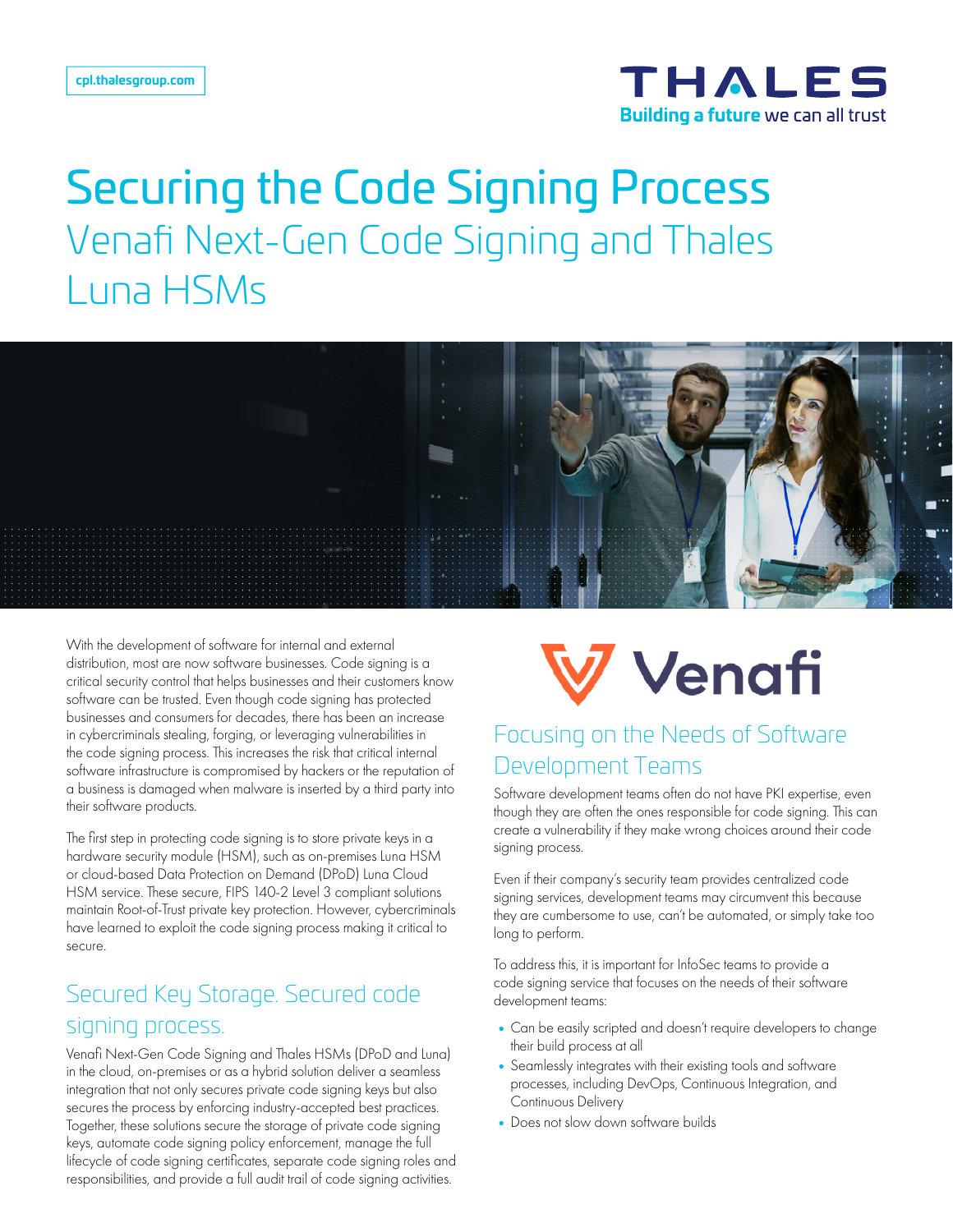cpl.thalesgroup.com

# Securing the Code Signing Process

## Venafi Next-Gen Code Signing and Thales Luna HSMs

With the development of software for internal and external distribution, most are now software businesses. Code signing is a critical security control that helps businesses and their customers know software can be trusted. Even though code signing has protected businesses and consumers for decades, there has been an increase in cybercriminals stealing, forging, or leveraging vulnerabilities in the code signing process. This increases the risk that critical internal software infrastructure is compromised by hackers or the reputation of a business is damaged when malware is inserted by a third party into their software products.

The first step in protecting code signing is to store private keys in a hardware security module (HSM), such as on-premises Luna HSM or cloud-based Data Protection on Demand (DPoD) Luna Cloud HSM service. These secure, FIPS 140-2 Level 3 compliant solutions maintain Root-of-Trust private key protection. However, cybercriminals have learned to exploit the code signing process making it critical to secure.

## Secured Key Storage. Secured code signing process.

Venafi Next-Gen Code Signing and Thales HSMs (DPoD and Luna) in the cloud, on-premises or as a hybrid solution deliver a seamless integration that not only secures private code signing keys but also secures the process by enforcing industry-accepted best practices. Together, these solutions secure the storage of private code signing keys, automate code signing policy enforcement, manage the full lifecycle of code signing certificates, separate code signing roles and responsibilities, and provide a full audit trail of code signing activities.

## Focusing on the Needs of Software Development Teams

Software development teams often do not have PKI expertise, even though they are often the ones responsible for code signing. This can create a vulnerability if they make wrong choices around their code signing process.

Even if their company's security team provides centralized code signing services, development teams may circumvent this because they are cumbersome to use, can't be automated, or simply take too long to perform.

To address this, it is important for InfoSec teams to provide a code signing service that focuses on the needs of their software development teams:

- Can be easily scripted and doesn't require developers to change their build process at all
- Seamlessly integrates with their existing tools and software processes, including DevOps, Continuous Integration, and Continuous Delivery
- Does not slow down software builds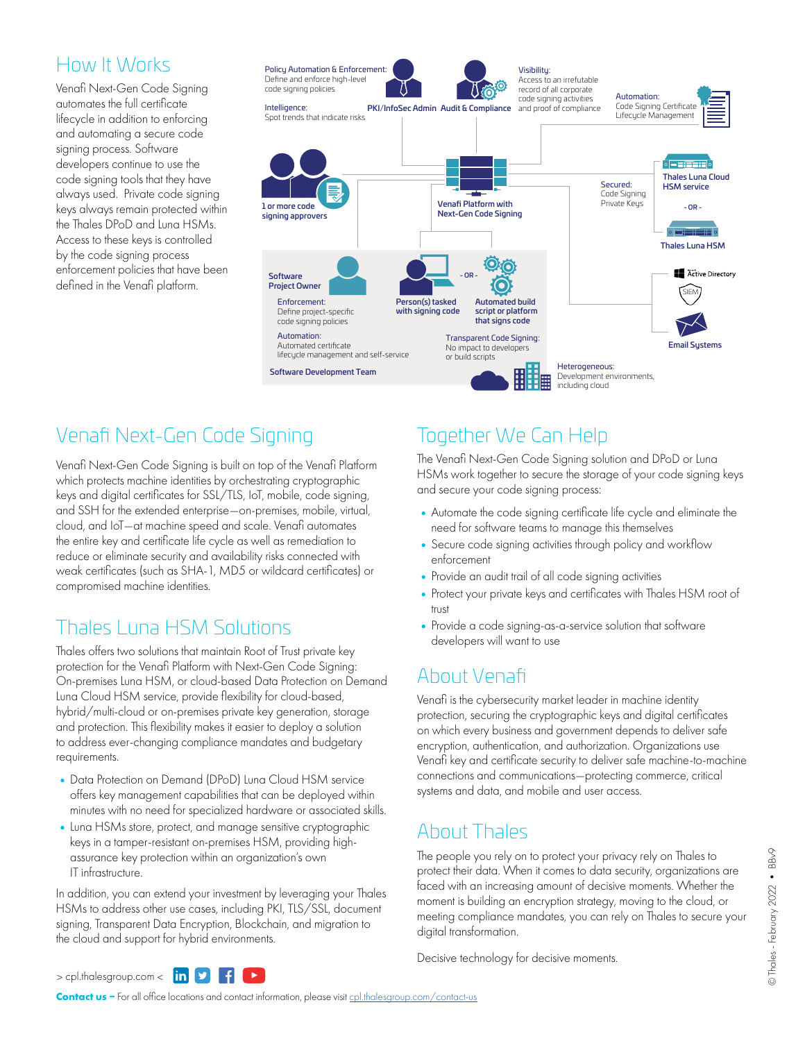## How It Works

Venafi Next-Gen Code Signing automates the full certificate lifecycle in addition to enforcing and automating a secure code signing process. Software developers continue to use the code signing tools that they have always used. Private code signing keys always remain protected within the Thales DPoD and Luna HSMs. Access to these keys is controlled by the code signing process enforcement policies that have been defined in the Venafi platform.

Policy Automation & Enforcement:
Define and enforce high-level code signing policies

Intelligence:
Spot trends that indicate risks

PKI/InfoSec Admin

Audit & Compliance

Visibility:
Access to an irrefutable record of all corporate code signing activities and proof of compliance

Automation:
Code Signing Certificate Lifecycle Management

1 or more code signing approvers

Venafi Platform with Next-Gen Code Signing

Secured:
Code Signing Private Keys

Thales Luna Cloud HSM service

- OR -

Thales Luna HSM

Software Project Owner

Enforcement:
Define project-specific code signing policies

Automation:
Automated certificate lifecycle management and self-service

Person(s) tasked with signing code

- OR -

Automated build script or platform that signs code

Transparent Code Signing:
No impact to developers or build scripts

Software Development Team

Heterogeneous:
Development environments, including cloud

Active Directory

SIEM

Email Systems

## Venafi Next-Gen Code Signing

Venafi Next-Gen Code Signing is built on top of the Venafi Platform which protects machine identities by orchestrating cryptographic keys and digital certificates for SSL/TLS, IoT, mobile, code signing, and SSH for the extended enterprise—on-premises, mobile, virtual, cloud, and IoT—at machine speed and scale. Venafi automates the entire key and certificate life cycle as well as remediation to reduce or eliminate security and availability risks connected with weak certificates (such as SHA-1, MD5 or wildcard certificates) or compromised machine identities.

## Thales Luna HSM Solutions

Thales offers two solutions that maintain Root of Trust private key protection for the Venafi Platform with Next-Gen Code Signing: On-premises Luna HSM, or cloud-based Data Protection on Demand Luna Cloud HSM service, provide flexibility for cloud-based, hybrid/multi-cloud or on-premises private key generation, storage and protection. This flexibility makes it easier to deploy a solution to address ever-changing compliance mandates and budgetary requirements.

- Data Protection on Demand (DPoD) Luna Cloud HSM service offers key management capabilities that can be deployed within minutes with no need for specialized hardware or associated skills.
- Luna HSMs store, protect, and manage sensitive cryptographic keys in a tamper-resistant on-premises HSM, providing high-assurance key protection within an organization's own IT infrastructure.

In addition, you can extend your investment by leveraging your Thales HSMs to address other use cases, including PKI, TLS/SSL, document signing, Transparent Data Encryption, Blockchain, and migration to the cloud and support for hybrid environments.

## Together We Can Help

The Venafi Next-Gen Code Signing solution and DPoD or Luna HSMs work together to secure the storage of your code signing keys and secure your code signing process:

- Automate the code signing certificate life cycle and eliminate the need for software teams to manage this themselves
- Secure code signing activities through policy and workflow enforcement
- Provide an audit trail of all code signing activities
- Protect your private keys and certificates with Thales HSM root of trust
- Provide a code signing-as-a-service solution that software developers will want to use

## About Venafi

Venafi is the cybersecurity market leader in machine identity protection, securing the cryptographic keys and digital certificates on which every business and government depends to deliver safe encryption, authentication, and authorization. Organizations use Venafi key and certificate security to deliver safe machine-to-machine connections and communications—protecting commerce, critical systems and data, and mobile and user access.

## About Thales

The people you rely on to protect your privacy rely on Thales to protect their data. When it comes to data security, organizations are faced with an increasing amount of decisive moments. Whether the moment is building an encryption strategy, moving to the cloud, or meeting compliance mandates, you can rely on Thales to secure your digital transformation.

Decisive technology for decisive moments.

> cpl.thalesgroup.com <

**Contact us –** For all office locations and contact information, please visit cpl.thalesgroup.com/contact-us

© Thales - February 2022 • BBv9